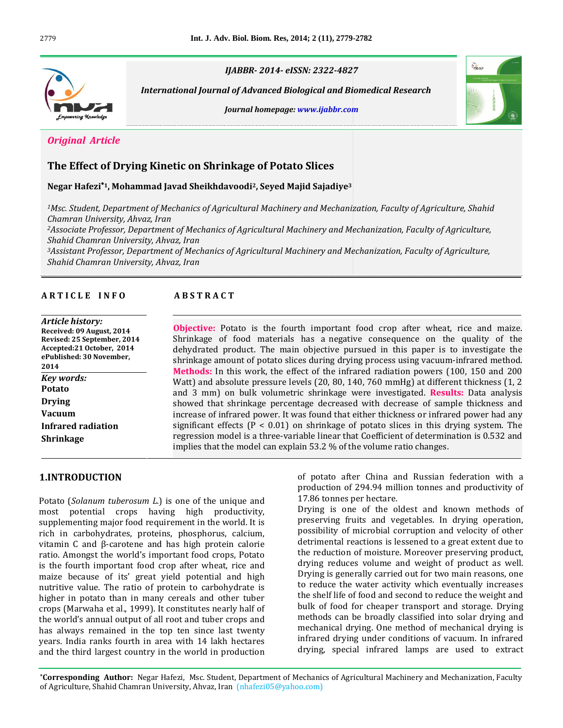IJABBR- 2014- eISSN: 2322-4827

*International Journal of Advanced Biological and Biomedical Research*

*Journal homepage: www.ijabbr.com*

*Original Article*

# The Effect of Drying Kinetic on Shrinkage of Potato Slices

**Negar Hafezi*[1], Mohammad Javad Sheikhdavoodi[2], Seyed Majid Sajadiye[3]**

[1]*Msc. Student, Department of Mechanics of Agricultural Machinery and Mechanization, Faculty of Agriculture, Shahid Chamran University, Ahvaz, Iran*

[2]*Associate Professor, Department of Mechanics of Agricultural Machinery and Mechanization, Faculty of Agriculture, Shahid Chamran University, Ahvaz, Iran*

[3]*Assistant Professor, Department of Mechanics of Agricultural Machinery and Mechanization, Faculty of Agriculture, Shahid Chamran University, Ahvaz, Iran*

## ARTICLE INFO

*Article history:*
**Received: 09 August, 2014**
**Revised: 25 September, 2014**
**Accepted:21 October, 2014**
**ePublished: 30 November, 2014**

*Key words:*
**Potato**
**Drying**
**Vacuum**
**Infrared radiation**
**Shrinkage**

## ABSTRACT

**Objective:** Potato is the fourth important food crop after wheat, rice and maize. Shrinkage of food materials has a negative consequence on the quality of the dehydrated product. The main objective pursued in this paper is to investigate the shrinkage amount of potato slices during drying process using vacuum-infrared method. **Methods:** In this work, the effect of the infrared radiation powers (100, 150 and 200 Watt) and absolute pressure levels (20, 80, 140, 760 mmHg) at different thickness (1, 2 and 3 mm) on bulk volumetric shrinkage were investigated. **Results:** Data analysis showed that shrinkage percentage decreased with decrease of sample thickness and increase of infrared power. It was found that either thickness or infrared power had any significant effects ($P < 0.01$) on shrinkage of potato slices in this drying system. The regression model is a three-variable linear that Coefficient of determination is 0.532 and implies that the model can explain 53.2 % of the volume ratio changes.

## 1.INTRODUCTION

Potato (*Solanum tuberosum L.*) is one of the unique and most potential crops having high productivity, supplementing major food requirement in the world. It is rich in carbohydrates, proteins, phosphorus, calcium, vitamin C and β-carotene and has high protein calorie ratio. Amongst the world's important food crops, Potato is the fourth important food crop after wheat, rice and maize because of its' great yield potential and high nutritive value. The ratio of protein to carbohydrate is higher in potato than in many cereals and other tuber crops (Marwaha et al., 1999). It constitutes nearly half of the world's annual output of all root and tuber crops and has always remained in the top ten since last twenty years. India ranks fourth in area with 14 lakh hectares and the third largest country in the world in production of potato after China and Russian federation with a production of 294.94 million tonnes and productivity of 17.86 tonnes per hectare.

Drying is one of the oldest and known methods of preserving fruits and vegetables. In drying operation, possibility of microbial corruption and velocity of other detrimental reactions is lessened to a great extent due to the reduction of moisture. Moreover preserving product, drying reduces volume and weight of product as well. Drying is generally carried out for two main reasons, one to reduce the water activity which eventually increases the shelf life of food and second to reduce the weight and bulk of food for cheaper transport and storage. Drying methods can be broadly classified into solar drying and mechanical drying. One method of mechanical drying is infrared drying under conditions of vacuum. In infrared drying, special infrared lamps are used to extract

*Corresponding Author:** Negar Hafezi, Msc. Student, Department of Mechanics of Agricultural Machinery and Mechanization, Faculty of Agriculture, Shahid Chamran University, Ahvaz, Iran (nhafezi05@yahoo.com)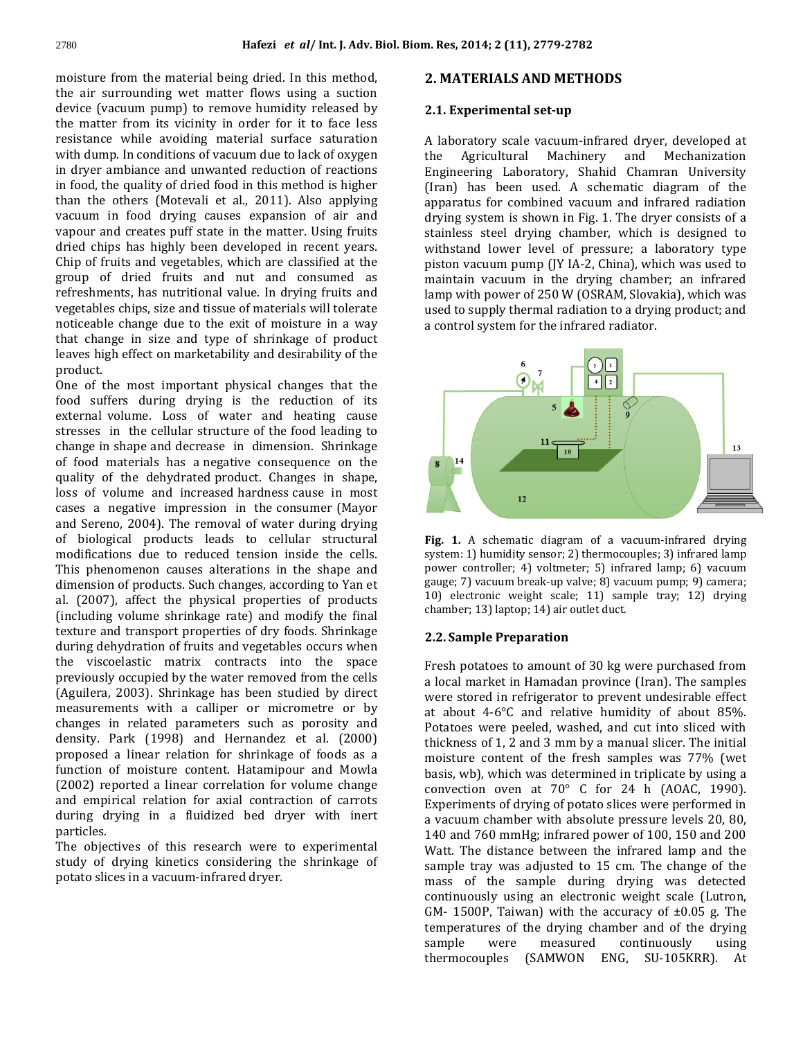moisture from the material being dried. In this method, the air surrounding wet matter flows using a suction device (vacuum pump) to remove humidity released by the matter from its vicinity in order for it to face less resistance while avoiding material surface saturation with dump. In conditions of vacuum due to lack of oxygen in dryer ambiance and unwanted reduction of reactions in food, the quality of dried food in this method is higher than the others (Motevali et al., 2011). Also applying vacuum in food drying causes expansion of air and vapour and creates puff state in the matter. Using fruits dried chips has highly been developed in recent years. Chip of fruits and vegetables, which are classified at the group of dried fruits and nut and consumed as refreshments, has nutritional value. In drying fruits and vegetables chips, size and tissue of materials will tolerate noticeable change due to the exit of moisture in a way that change in size and type of shrinkage of product leaves high effect on marketability and desirability of the product.

One of the most important physical changes that the food suffers during drying is the reduction of its external volume. Loss of water and heating cause stresses in the cellular structure of the food leading to change in shape and decrease in dimension. Shrinkage of food materials has a negative consequence on the quality of the dehydrated product. Changes in shape, loss of volume and increased hardness cause in most cases a negative impression in the consumer (Mayor and Sereno, 2004). The removal of water during drying of biological products leads to cellular structural modifications due to reduced tension inside the cells. This phenomenon causes alterations in the shape and dimension of products. Such changes, according to Yan et al. (2007), affect the physical properties of products (including volume shrinkage rate) and modify the final texture and transport properties of dry foods. Shrinkage during dehydration of fruits and vegetables occurs when the viscoelastic matrix contracts into the space previously occupied by the water removed from the cells (Aguilera, 2003). Shrinkage has been studied by direct measurements with a calliper or micrometre or by changes in related parameters such as porosity and density. Park (1998) and Hernandez et al. (2000) proposed a linear relation for shrinkage of foods as a function of moisture content. Hatamipour and Mowla (2002) reported a linear correlation for volume change and empirical relation for axial contraction of carrots during drying in a fluidized bed dryer with inert particles.

The objectives of this research were to experimental study of drying kinetics considering the shrinkage of potato slices in a vacuum-infrared dryer.

## 2. MATERIALS AND METHODS

### 2.1. Experimental set-up

A laboratory scale vacuum-infrared dryer, developed at the Agricultural Machinery and Mechanization Engineering Laboratory, Shahid Chamran University (Iran) has been used. A schematic diagram of the apparatus for combined vacuum and infrared radiation drying system is shown in Fig. 1. The dryer consists of a stainless steel drying chamber, which is designed to withstand lower level of pressure; a laboratory type piston vacuum pump (JY IA-2, China), which was used to maintain vacuum in the drying chamber; an infrared lamp with power of 250 W (OSRAM, Slovakia), which was used to supply thermal radiation to a drying product; and a control system for the infrared radiator.

**Fig. 1.** A schematic diagram of a vacuum-infrared drying system: 1) humidity sensor; 2) thermocouples; 3) infrared lamp power controller; 4) voltmeter; 5) infrared lamp; 6) vacuum gauge; 7) vacuum break-up valve; 8) vacuum pump; 9) camera; 10) electronic weight scale; 11) sample tray; 12) drying chamber; 13) laptop; 14) air outlet duct.

### 2.2. Sample Preparation

Fresh potatoes to amount of 30 kg were purchased from a local market in Hamadan province (Iran). The samples were stored in refrigerator to prevent undesirable effect at about 4-6°C and relative humidity of about 85%. Potatoes were peeled, washed, and cut into sliced with thickness of 1, 2 and 3 mm by a manual slicer. The initial moisture content of the fresh samples was 77% (wet basis, wb), which was determined in triplicate by using a convection oven at 70° C for 24 h (AOAC, 1990). Experiments of drying of potato slices were performed in a vacuum chamber with absolute pressure levels 20, 80, 140 and 760 mmHg; infrared power of 100, 150 and 200 Watt. The distance between the infrared lamp and the sample tray was adjusted to 15 cm. The change of the mass of the sample during drying was detected continuously using an electronic weight scale (Lutron, GM- 1500P, Taiwan) with the accuracy of ±0.05 g. The temperatures of the drying chamber and of the drying sample were measured continuously using thermocouples (SAMWON ENG, SU-105KRR). At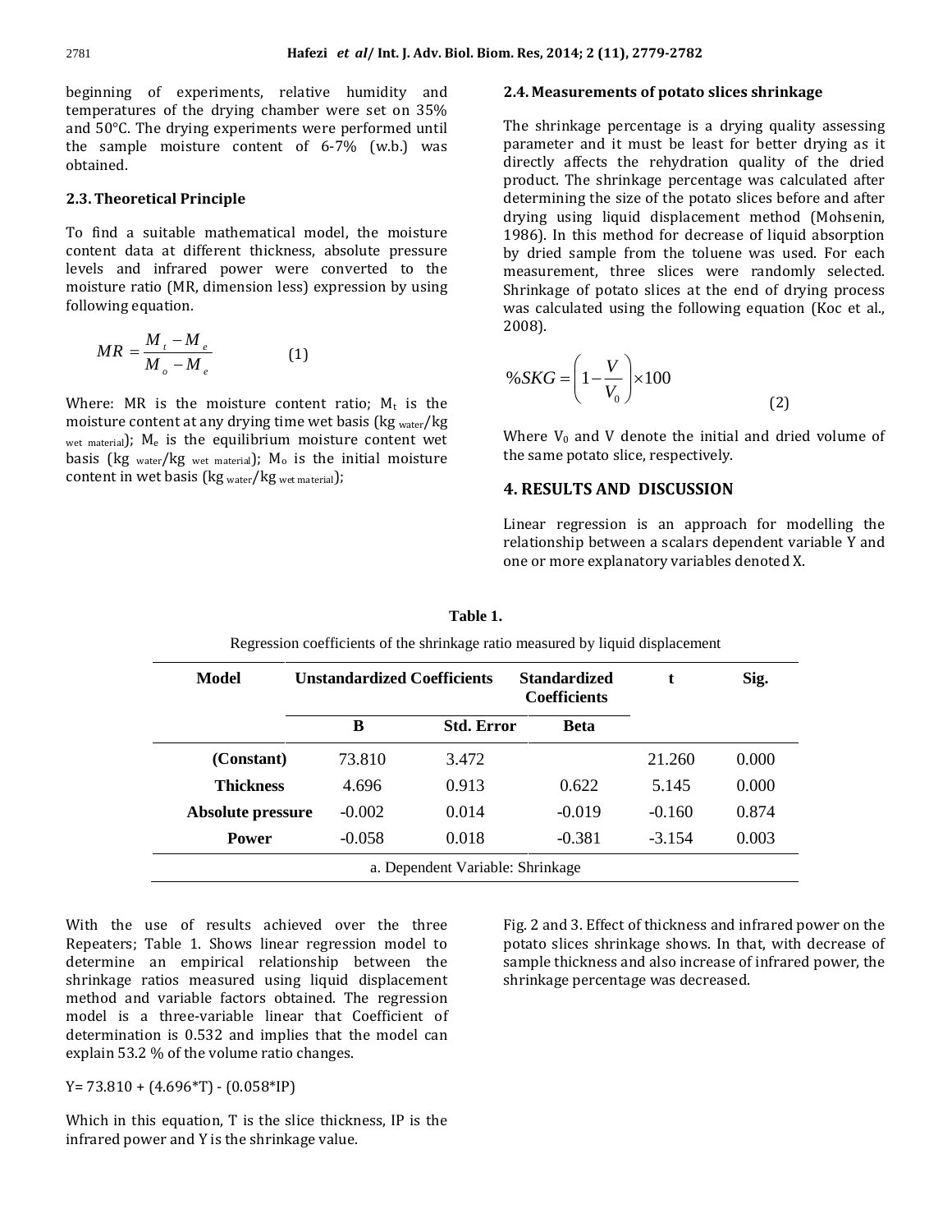beginning of experiments, relative humidity and temperatures of the drying chamber were set on 35% and 50°C. The drying experiments were performed until the sample moisture content of 6-7% (w.b.) was obtained.

### 2.3. Theoretical Principle

To find a suitable mathematical model, the moisture content data at different thickness, absolute pressure levels and infrared power were converted to the moisture ratio (MR, dimension less) expression by using following equation.

$$MR = \frac{M_t - M_e}{M_o - M_e} \qquad (1)$$

Where: MR is the moisture content ratio; $M_t$ is the moisture content at any drying time wet basis (kg $_{water}$/kg $_{wet\ material}$); $M_e$ is the equilibrium moisture content wet basis (kg $_{water}$/kg $_{wet\ material}$); $M_o$ is the initial moisture content in wet basis (kg $_{water}$/kg $_{wet\ material}$);

### 2.4. Measurements of potato slices shrinkage

The shrinkage percentage is a drying quality assessing parameter and it must be least for better drying as it directly affects the rehydration quality of the dried product. The shrinkage percentage was calculated after determining the size of the potato slices before and after drying using liquid displacement method (Mohsenin, 1986). In this method for decrease of liquid absorption by dried sample from the toluene was used. For each measurement, three slices were randomly selected. Shrinkage of potato slices at the end of drying process was calculated using the following equation (Koc et al., 2008).

$$\%SKG = \left(1 - \frac{V}{V_0}\right) \times 100 \qquad (2)$$

Where $V_0$ and V denote the initial and dried volume of the same potato slice, respectively.

## 4. RESULTS AND DISCUSSION

Linear regression is an approach for modelling the relationship between a scalars dependent variable Y and one or more explanatory variables denoted X.

**Table 1.**

Regression coefficients of the shrinkage ratio measured by liquid displacement

| Model | Unstandardized Coefficients | | Standardized Coefficients | t | Sig. |
|---|---|---|---|---|---|
| | B | Std. Error | Beta | | |
| **(Constant)** | 73.810 | 3.472 | | 21.260 | 0.000 |
| **Thickness** | 4.696 | 0.913 | 0.622 | 5.145 | 0.000 |
| **Absolute pressure** | -0.002 | 0.014 | -0.019 | -0.160 | 0.874 |
| **Power** | -0.058 | 0.018 | -0.381 | -3.154 | 0.003 |

a. Dependent Variable: Shrinkage

With the use of results achieved over the three Repeaters; Table 1. Shows linear regression model to determine an empirical relationship between the shrinkage ratios measured using liquid displacement method and variable factors obtained. The regression model is a three-variable linear that Coefficient of determination is 0.532 and implies that the model can explain 53.2 % of the volume ratio changes.

$$Y = 73.810 + (4.696*T) - (0.058*IP)$$

Which in this equation, T is the slice thickness, IP is the infrared power and Y is the shrinkage value.

Fig. 2 and 3. Effect of thickness and infrared power on the potato slices shrinkage shows. In that, with decrease of sample thickness and also increase of infrared power, the shrinkage percentage was decreased.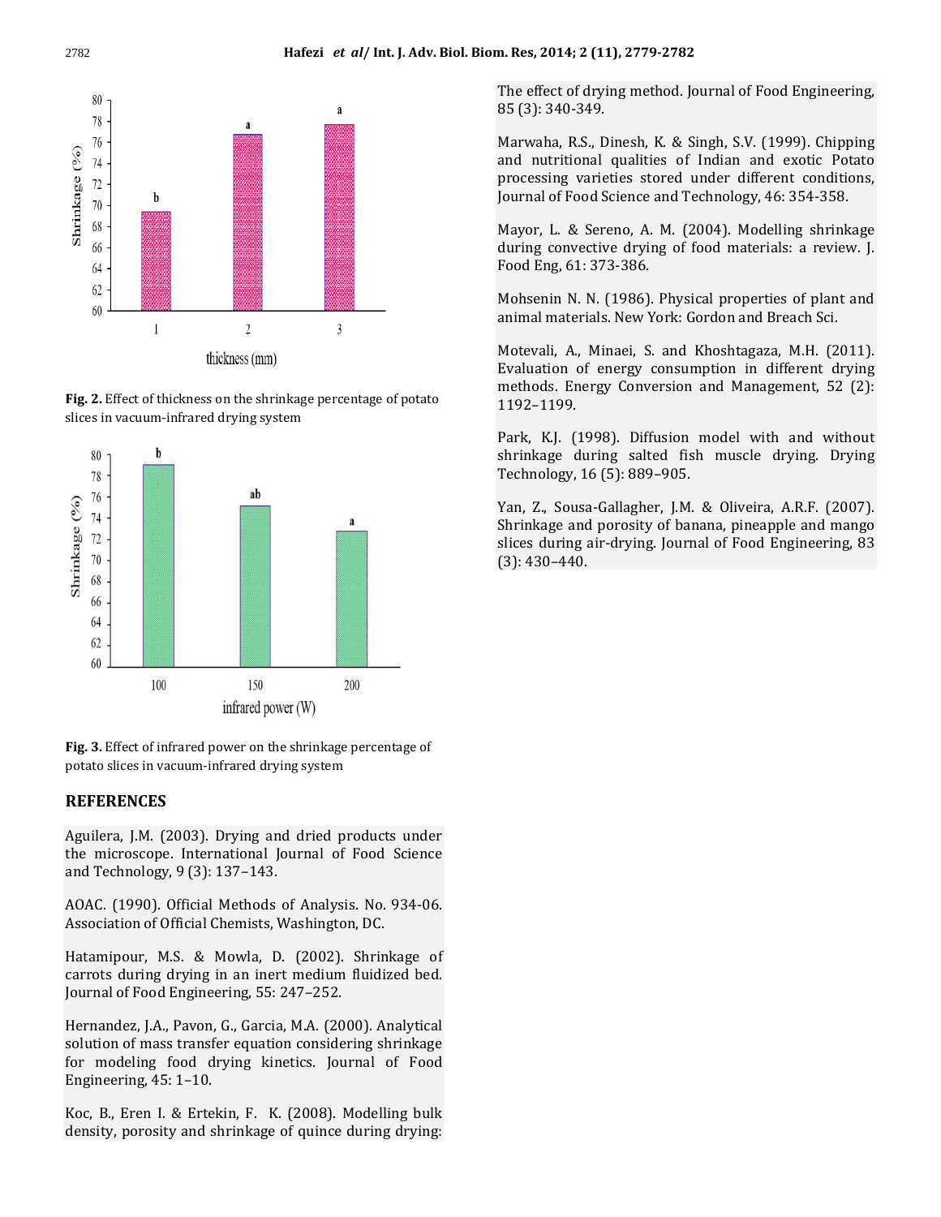80
78
76
74
72
70
68
66
64
62
60

Shrinkage (%)

b
a
a

1
2
3

thickness (mm)

**Fig. 2.** Effect of thickness on the shrinkage percentage of potato slices in vacuum-infrared drying system

80
78
76
74
72
70
68
66
64
62
60

Shrinkage (%)

b
ab
a

100
150
200

infrared power (W)

**Fig. 3.** Effect of infrared power on the shrinkage percentage of potato slices in vacuum-infrared drying system

## REFERENCES

Aguilera, J.M. (2003). Drying and dried products under the microscope. International Journal of Food Science and Technology, 9 (3): 137–143.

AOAC. (1990). Official Methods of Analysis. No. 934-06. Association of Official Chemists, Washington, DC.

Hatamipour, M.S. & Mowla, D. (2002). Shrinkage of carrots during drying in an inert medium fluidized bed. Journal of Food Engineering, 55: 247–252.

Hernandez, J.A., Pavon, G., Garcia, M.A. (2000). Analytical solution of mass transfer equation considering shrinkage for modeling food drying kinetics. Journal of Food Engineering, 45: 1–10.

Koc, B., Eren I. & Ertekin, F. K. (2008). Modelling bulk density, porosity and shrinkage of quince during drying: The effect of drying method. Journal of Food Engineering, 85 (3): 340-349.

Marwaha, R.S., Dinesh, K. & Singh, S.V. (1999). Chipping and nutritional qualities of Indian and exotic Potato processing varieties stored under different conditions, Journal of Food Science and Technology, 46: 354-358.

Mayor, L. & Sereno, A. M. (2004). Modelling shrinkage during convective drying of food materials: a review. J. Food Eng, 61: 373-386.

Mohsenin N. N. (1986). Physical properties of plant and animal materials. New York: Gordon and Breach Sci.

Motevali, A., Minaei, S. and Khoshtagaza, M.H. (2011). Evaluation of energy consumption in different drying methods. Energy Conversion and Management, 52 (2): 1192–1199.

Park, K.J. (1998). Diffusion model with and without shrinkage during salted fish muscle drying. Drying Technology, 16 (5): 889–905.

Yan, Z., Sousa-Gallagher, J.M. & Oliveira, A.R.F. (2007). Shrinkage and porosity of banana, pineapple and mango slices during air-drying. Journal of Food Engineering, 83 (3): 430–440.